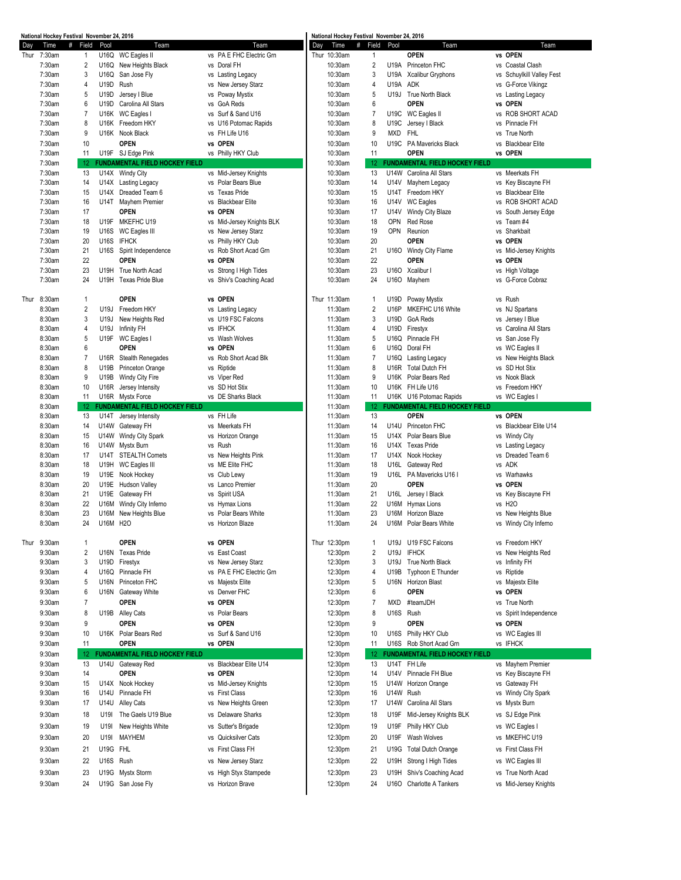## National Hockey Festival November 24, 2016

| Day | Time | # | Field | Pool | Team | Team |
|---|---|---|---|---|---|---|
| Thur | 7:30am | | 1 | U16Q | WC Eagles II | vs PA E FHC Electric Grn |
| | 7:30am | | 2 | U16Q | New Heights Black | vs Doral FH |
| | 7:30am | | 3 | U16Q | San Jose Fly | vs Lasting Legacy |
| | 7:30am | | 4 | U19D | Rush | vs New Jersey Starz |
| | 7:30am | | 5 | U19D | Jersey I Blue | vs Poway Mystix |
| | 7:30am | | 6 | U19D | Carolina All Stars | vs GoA Reds |
| | 7:30am | | 7 | U16K | WC Eagles I | vs Surf & Sand U16 |
| | 7:30am | | 8 | U16K | Freedom HKY | vs U16 Potomac Rapids |
| | 7:30am | | 9 | U16K | Nook Black | vs FH Life U16 |
| | 7:30am | | 10 | | **OPEN** | **vs OPEN** |
| | 7:30am | | 11 | U19F | SJ Edge Pink | vs Philly HKY Club |
| | 7:30am | | 12 | | **FUNDAMENTAL FIELD HOCKEY FIELD** | |
| | 7:30am | | 13 | U14X | Windy City | vs Mid-Jersey Knights |
| | 7:30am | | 14 | U14X | Lasting Legacy | vs Polar Bears Blue |
| | 7:30am | | 15 | U14X | Dreaded Team 6 | vs Texas Pride |
| | 7:30am | | 16 | U14T | Mayhem Premier | vs Blackbear Elite |
| | 7:30am | | 17 | | **OPEN** | **vs OPEN** |
| | 7:30am | | 18 | U19F | MKEFHC U19 | vs Mid-Jersey Knights BLK |
| | 7:30am | | 19 | U16S | WC Eagles III | vs New Jersey Starz |
| | 7:30am | | 20 | U16S | IFHCK | vs Philly HKY Club |
| | 7:30am | | 21 | U16S | Spirit Independence | vs Rob Short Acad Grn |
| | 7:30am | | 22 | | **OPEN** | **vs OPEN** |
| | 7:30am | | 23 | U19H | True North Acad | vs Strong I High Tides |
| | 7:30am | | 24 | U19H | Texas Pride Blue | vs Shiv's Coaching Acad |
| Thur | 8:30am | | 1 | | **OPEN** | **vs OPEN** |
| | 8:30am | | 2 | U19J | Freedom HKY | vs Lasting Legacy |
| | 8:30am | | 3 | U19J | New Heights Red | vs U19 FSC Falcons |
| | 8:30am | | 4 | U19J | Infinity FH | vs IFHCK |
| | 8:30am | | 5 | U19F | WC Eagles I | vs Wash Wolves |
| | 8:30am | | 6 | | **OPEN** | **vs OPEN** |
| | 8:30am | | 7 | U16R | Stealth Renegades | vs Rob Short Acad Blk |
| | 8:30am | | 8 | U19B | Princeton Orange | vs Riptide |
| | 8:30am | | 9 | U19B | Windy City Fire | vs Viper Red |
| | 8:30am | | 10 | U16R | Jersey Intensity | vs SD Hot Stix |
| | 8:30am | | 11 | U16R | Mystx Force | vs DE Sharks Black |
| | 8:30am | | 12 | | **FUNDAMENTAL FIELD HOCKEY FIELD** | |
| | 8:30am | | 13 | U14T | Jersey Intensity | vs FH Life |
| | 8:30am | | 14 | U14W | Gateway FH | vs Meerkats FH |
| | 8:30am | | 15 | U14W | Windy City Spark | vs Horizon Orange |
| | 8:30am | | 16 | U14W | Mystx Burn | vs Rush |
| | 8:30am | | 17 | U14T | STEALTH Comets | vs New Heights Pink |
| | 8:30am | | 18 | U19H | WC Eagles III | vs ME Elite FHC |
| | 8:30am | | 19 | U19E | Nook Hockey | vs Club Lewy |
| | 8:30am | | 20 | U19E | Hudson Valley | vs Lanco Premier |
| | 8:30am | | 21 | U19E | Gateway FH | vs Spirit USA |
| | 8:30am | | 22 | U16M | Windy City Inferno | vs Hymax Lions |
| | 8:30am | | 23 | U16M | New Heights Blue | vs Polar Bears White |
| | 8:30am | | 24 | U16M | H2O | vs Horizon Blaze |
| Thur | 9:30am | | 1 | | **OPEN** | **vs OPEN** |
| | 9:30am | | 2 | U16N | Texas Pride | vs East Coast |
| | 9:30am | | 3 | U19D | Firestyx | vs New Jersey Starz |
| | 9:30am | | 4 | U16Q | Pinnacle FH | vs PA E FHC Electric Grn |
| | 9:30am | | 5 | U16N | Princeton FHC | vs Majestx Elite |
| | 9:30am | | 6 | U16N | Gateway White | vs Denver FHC |
| | 9:30am | | 7 | | **OPEN** | **vs OPEN** |
| | 9:30am | | 8 | U19B | Alley Cats | vs Polar Bears |
| | 9:30am | | 9 | | **OPEN** | **vs OPEN** |
| | 9:30am | | 10 | U16K | Polar Bears Red | vs Surf & Sand U16 |
| | 9:30am | | 11 | | **OPEN** | **vs OPEN** |
| | 9:30am | | 12 | | **FUNDAMENTAL FIELD HOCKEY FIELD** | |
| | 9:30am | | 13 | U14U | Gateway Red | vs Blackbear Elite U14 |
| | 9:30am | | 14 | | **OPEN** | **vs OPEN** |
| | 9:30am | | 15 | U14X | Nook Hockey | vs Mid-Jersey Knights |
| | 9:30am | | 16 | U14U | Pinnacle FH | vs First Class |
| | 9:30am | | 17 | U14U | Alley Cats | vs New Heights Green |
| | 9:30am | | 18 | U19I | The Gaels U19 Blue | vs Delaware Sharks |
| | 9:30am | | 19 | U19I | New Heights White | vs Sutter's Brigade |
| | 9:30am | | 20 | U19I | MAYHEM | vs Quicksilver Cats |
| | 9:30am | | 21 | U19G | FHL | vs First Class FH |
| | 9:30am | | 22 | U16S | Rush | vs New Jersey Starz |
| | 9:30am | | 23 | U19G | Mystx Storm | vs High Styx Stampede |
| | 9:30am | | 24 | U19G | San Jose Fly | vs Horizon Brave |

## National Hockey Festival November 24, 2016

| Day | Time | # | Field | Pool | Team | Team |
|---|---|---|---|---|---|---|
| Thur | 10:30am | | 1 | | **OPEN** | **vs OPEN** |
| | 10:30am | | 2 | U19A | Princeton FHC | vs Coastal Clash |
| | 10:30am | | 3 | U19A | Xcalibur Gryphons | vs Schuylkill Valley Fest |
| | 10:30am | | 4 | U19A | ADK | vs G-Force Vikingz |
| | 10:30am | | 5 | U19J | True North Black | vs Lasting Legacy |
| | 10:30am | | 6 | | **OPEN** | **vs OPEN** |
| | 10:30am | | 7 | U19C | WC Eagles II | vs ROB SHORT ACAD |
| | 10:30am | | 8 | U19C | Jersey I Black | vs Pinnacle FH |
| | 10:30am | | 9 | MXD | FHL | vs True North |
| | 10:30am | | 10 | U19C | PA Mavericks Black | vs Blackbear Elite |
| | 10:30am | | 11 | | **OPEN** | **vs OPEN** |
| | 10:30am | | 12 | | **FUNDAMENTAL FIELD HOCKEY FIELD** | |
| | 10:30am | | 13 | U14W | Carolina All Stars | vs Meerkats FH |
| | 10:30am | | 14 | U14V | Mayhem Legacy | vs Key Biscayne FH |
| | 10:30am | | 15 | U14T | Freedom HKY | vs Blackbear Elite |
| | 10:30am | | 16 | U14V | WC Eagles | vs ROB SHORT ACAD |
| | 10:30am | | 17 | U14V | Windy City Blaze | vs South Jersey Edge |
| | 10:30am | | 18 | OPN | Red Rose | vs Team #4 |
| | 10:30am | | 19 | OPN | Reunion | vs Sharkbait |
| | 10:30am | | 20 | | **OPEN** | **vs OPEN** |
| | 10:30am | | 21 | U16O | Windy City Flame | vs Mid-Jersey Knights |
| | 10:30am | | 22 | | **OPEN** | **vs OPEN** |
| | 10:30am | | 23 | U16O | Xcalibur I | vs High Voltage |
| | 10:30am | | 24 | U16O | Mayhem | vs G-Force Cobraz |
| Thur | 11:30am | | 1 | U19D | Poway Mystix | vs Rush |
| | 11:30am | | 2 | U16P | MKEFHC U16 White | vs NJ Spartans |
| | 11:30am | | 3 | U19D | GoA Reds | vs Jersey I Blue |
| | 11:30am | | 4 | U19D | Firestyx | vs Carolina All Stars |
| | 11:30am | | 5 | U16Q | Pinnacle FH | vs San Jose Fly |
| | 11:30am | | 6 | U16Q | Doral FH | vs WC Eagles II |
| | 11:30am | | 7 | U16Q | Lasting Legacy | vs New Heights Black |
| | 11:30am | | 8 | U16R | Total Dutch FH | vs SD Hot Stix |
| | 11:30am | | 9 | U16K | Polar Bears Red | vs Nook Black |
| | 11:30am | | 10 | U16K | FH Life U16 | vs Freedom HKY |
| | 11:30am | | 11 | U16K | U16 Potomac Rapids | vs WC Eagles I |
| | 11:30am | | 12 | | **FUNDAMENTAL FIELD HOCKEY FIELD** | |
| | 11:30am | | 13 | | **OPEN** | **vs OPEN** |
| | 11:30am | | 14 | U14U | Princeton FHC | vs Blackbear Elite U14 |
| | 11:30am | | 15 | U14X | Polar Bears Blue | vs Windy City |
| | 11:30am | | 16 | U14X | Texas Pride | vs Lasting Legacy |
| | 11:30am | | 17 | U14X | Nook Hockey | vs Dreaded Team 6 |
| | 11:30am | | 18 | U16L | Gateway Red | vs ADK |
| | 11:30am | | 19 | U16L | PA Mavericks U16 I | vs Warhawks |
| | 11:30am | | 20 | | **OPEN** | **vs OPEN** |
| | 11:30am | | 21 | U16L | Jersey I Black | vs Key Biscayne FH |
| | 11:30am | | 22 | U16M | Hymax Lions | vs H2O |
| | 11:30am | | 23 | U16M | Horizon Blaze | vs New Heights Blue |
| | 11:30am | | 24 | U16M | Polar Bears White | vs Windy City Inferno |
| Thur | 12:30pm | | 1 | U19J | U19 FSC Falcons | vs Freedom HKY |
| | 12:30pm | | 2 | U19J | IFHCK | vs New Heights Red |
| | 12:30pm | | 3 | U19J | True North Black | vs Infinity FH |
| | 12:30pm | | 4 | U19B | Typhoon E Thunder | vs Riptide |
| | 12:30pm | | 5 | U16N | Horizon Blast | vs Majestx Elite |
| | 12:30pm | | 6 | | **OPEN** | **vs OPEN** |
| | 12:30pm | | 7 | MXD | #teamJDH | vs True North |
| | 12:30pm | | 8 | U16S | Rush | vs Spirit Independence |
| | 12:30pm | | 9 | | **OPEN** | **vs OPEN** |
| | 12:30pm | | 10 | U16S | Philly HKY Club | vs WC Eagles III |
| | 12:30pm | | 11 | U16S | Rob Short Acad Grn | vs IFHCK |
| | 12:30pm | | 12 | | **FUNDAMENTAL FIELD HOCKEY FIELD** | |
| | 12:30pm | | 13 | U14T | FH Life | vs Mayhem Premier |
| | 12:30pm | | 14 | U14V | Pinnacle FH Blue | vs Key Biscayne FH |
| | 12:30pm | | 15 | U14W | Horizon Orange | vs Gateway FH |
| | 12:30pm | | 16 | U14W | Rush | vs Windy City Spark |
| | 12:30pm | | 17 | U14W | Carolina All Stars | vs Mystx Burn |
| | 12:30pm | | 18 | U19F | Mid-Jersey Knights BLK | vs SJ Edge Pink |
| | 12:30pm | | 19 | U19F | Philly HKY Club | vs WC Eagles I |
| | 12:30pm | | 20 | U19F | Wash Wolves | vs MKEFHC U19 |
| | 12:30pm | | 21 | U19G | Total Dutch Orange | vs First Class FH |
| | 12:30pm | | 22 | U19H | Strong I High Tides | vs WC Eagles III |
| | 12:30pm | | 23 | U19H | Shiv's Coaching Acad | vs True North Acad |
| | 12:30pm | | 24 | U16O | Charlotte A Tankers | vs Mid-Jersey Knights |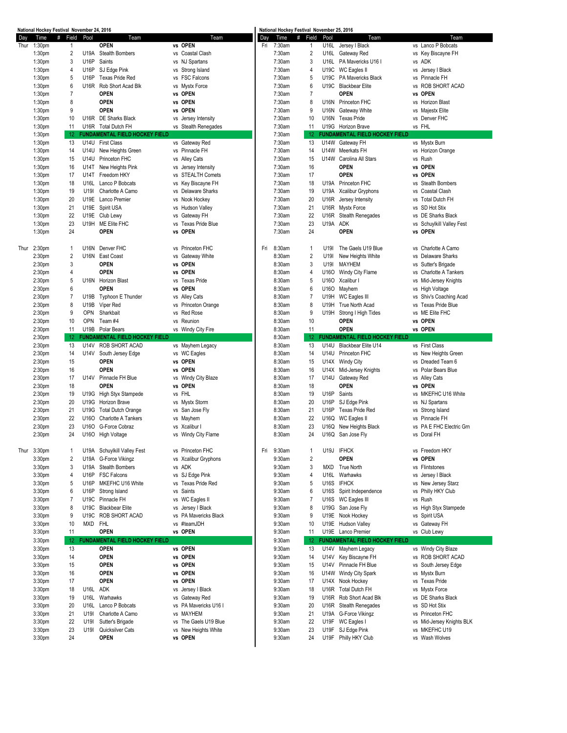## National Hockey Festival November 24, 2016

| Day | Time | # | Field | Pool | Team | Team |
|---|---|---|---|---|---|---|
| Thur | 1:30pm | | 1 | | OPEN | vs OPEN |
| | 1:30pm | | 2 | U19A | Stealth Bombers | vs Coastal Clash |
| | 1:30pm | | 3 | U16P | Saints | vs NJ Spartans |
| | 1:30pm | | 4 | U16P | SJ Edge Pink | vs Strong Island |
| | 1:30pm | | 5 | U16P | Texas Pride Red | vs FSC Falcons |
| | 1:30pm | | 6 | U16R | Rob Short Acad Blk | vs Mystx Force |
| | 1:30pm | | 7 | | OPEN | vs OPEN |
| | 1:30pm | | 8 | | OPEN | vs OPEN |
| | 1:30pm | | 9 | | OPEN | vs OPEN |
| | 1:30pm | | 10 | U16R | DE Sharks Black | vs Jersey Intensity |
| | 1:30pm | | 11 | U16R | Total Dutch FH | vs Stealth Renegades |
| | 1:30pm | | 12 | | FUNDAMENTAL FIELD HOCKEY FIELD | |
| | 1:30pm | | 13 | U14U | First Class | vs Gateway Red |
| | 1:30pm | | 14 | U14U | New Heights Green | vs Pinnacle FH |
| | 1:30pm | | 15 | U14U | Princeton FHC | vs Alley Cats |
| | 1:30pm | | 16 | U14T | New Heights Pink | vs Jersey Intensity |
| | 1:30pm | | 17 | U14T | Freedom HKY | vs STEALTH Comets |
| | 1:30pm | | 18 | U16L | Lanco P Bobcats | vs Key Biscayne FH |
| | 1:30pm | | 19 | U19I | Charlotte A Camo | vs Delaware Sharks |
| | 1:30pm | | 20 | U19E | Lanco Premier | vs Nook Hockey |
| | 1:30pm | | 21 | U19E | Spirit USA | vs Hudson Valley |
| | 1:30pm | | 22 | U19E | Club Lewy | vs Gateway FH |
| | 1:30pm | | 23 | U19H | ME Elite FHC | vs Texas Pride Blue |
| | 1:30pm | | 24 | | OPEN | vs OPEN |
| Thur | 2:30pm | | 1 | U16N | Denver FHC | vs Princeton FHC |
| | 2:30pm | | 2 | U16N | East Coast | vs Gateway White |
| | 2:30pm | | 3 | | OPEN | vs OPEN |
| | 2:30pm | | 4 | | OPEN | vs OPEN |
| | 2:30pm | | 5 | U16N | Horizon Blast | vs Texas Pride |
| | 2:30pm | | 6 | | OPEN | vs OPEN |
| | 2:30pm | | 7 | U19B | Typhoon E Thunder | vs Alley Cats |
| | 2:30pm | | 8 | U19B | Viper Red | vs Princeton Orange |
| | 2:30pm | | 9 | OPN | Sharkbait | vs Red Rose |
| | 2:30pm | | 10 | OPN | Team #4 | vs Reunion |
| | 2:30pm | | 11 | U19B | Polar Bears | vs Windy City Fire |
| | 2:30pm | | 12 | | FUNDAMENTAL FIELD HOCKEY FIELD | |
| | 2:30pm | | 13 | U14V | ROB SHORT ACAD | vs Mayhem Legacy |
| | 2:30pm | | 14 | U14V | South Jersey Edge | vs WC Eagles |
| | 2:30pm | | 15 | | OPEN | vs OPEN |
| | 2:30pm | | 16 | | OPEN | vs OPEN |
| | 2:30pm | | 17 | U14V | Pinnacle FH Blue | vs Windy City Blaze |
| | 2:30pm | | 18 | | OPEN | vs OPEN |
| | 2:30pm | | 19 | U19G | High Styx Stampede | vs FHL |
| | 2:30pm | | 20 | U19G | Horizon Brave | vs Mystx Storm |
| | 2:30pm | | 21 | U19G | Total Dutch Orange | vs San Jose Fly |
| | 2:30pm | | 22 | U16O | Charlotte A Tankers | vs Mayhem |
| | 2:30pm | | 23 | U16O | G-Force Cobraz | vs Xcalibur I |
| | 2:30pm | | 24 | U16O | High Voltage | vs Windy City Flame |
| Thur | 3:30pm | | 1 | U19A | Schuylkill Valley Fest | vs Princeton FHC |
| | 3:30pm | | 2 | U19A | G-Force Vikingz | vs Xcalibur Gryphons |
| | 3:30pm | | 3 | U19A | Stealth Bombers | vs ADK |
| | 3:30pm | | 4 | U16P | FSC Falcons | vs SJ Edge Pink |
| | 3:30pm | | 5 | U16P | MKEFHC U16 White | vs Texas Pride Red |
| | 3:30pm | | 6 | U16P | Strong Island | vs Saints |
| | 3:30pm | | 7 | U19C | Pinnacle FH | vs WC Eagles II |
| | 3:30pm | | 8 | U19C | Blackbear Elite | vs Jersey I Black |
| | 3:30pm | | 9 | U19C | ROB SHORT ACAD | vs PA Mavericks Black |
| | 3:30pm | | 10 | MXD | FHL | vs #teamJDH |
| | 3:30pm | | 11 | | OPEN | vs OPEN |
| | 3:30pm | | 12 | | FUNDAMENTAL FIELD HOCKEY FIELD | |
| | 3:30pm | | 13 | | OPEN | vs OPEN |
| | 3:30pm | | 14 | | OPEN | vs OPEN |
| | 3:30pm | | 15 | | OPEN | vs OPEN |
| | 3:30pm | | 16 | | OPEN | vs OPEN |
| | 3:30pm | | 17 | | OPEN | vs OPEN |
| | 3:30pm | | 18 | U16L | ADK | vs Jersey I Black |
| | 3:30pm | | 19 | U16L | Warhawks | vs Gateway Red |
| | 3:30pm | | 20 | U16L | Lanco P Bobcats | vs PA Mavericks U16 I |
| | 3:30pm | | 21 | U19I | Charlotte A Camo | vs MAYHEM |
| | 3:30pm | | 22 | U19I | Sutter's Brigade | vs The Gaels U19 Blue |
| | 3:30pm | | 23 | U19I | Quicksilver Cats | vs New Heights White |
| | 3:30pm | | 24 | | OPEN | vs OPEN |

## National Hockey Festival November 25, 2016

| Day | Time | # | Field | Pool | Team | Team |
|---|---|---|---|---|---|---|
| Fri | 7:30am | | 1 | U16L | Jersey I Black | vs Lanco P Bobcats |
| | 7:30am | | 2 | U16L | Gateway Red | vs Key Biscayne FH |
| | 7:30am | | 3 | U16L | PA Mavericks U16 I | vs ADK |
| | 7:30am | | 4 | U19C | WC Eagles II | vs Jersey I Black |
| | 7:30am | | 5 | U19C | PA Mavericks Black | vs Pinnacle FH |
| | 7:30am | | 6 | U19C | Blackbear Elite | vs ROB SHORT ACAD |
| | 7:30am | | 7 | | OPEN | vs OPEN |
| | 7:30am | | 8 | U16N | Princeton FHC | vs Horizon Blast |
| | 7:30am | | 9 | U16N | Gateway White | vs Majestx Elite |
| | 7:30am | | 10 | U16N | Texas Pride | vs Denver FHC |
| | 7:30am | | 11 | U19G | Horizon Brave | vs FHL |
| | 7:30am | | 12 | | FUNDAMENTAL FIELD HOCKEY FIELD | |
| | 7:30am | | 13 | U14W | Gateway FH | vs Mystx Burn |
| | 7:30am | | 14 | U14W | Meerkats FH | vs Horizon Orange |
| | 7:30am | | 15 | U14W | Carolina All Stars | vs Rush |
| | 7:30am | | 16 | | OPEN | vs OPEN |
| | 7:30am | | 17 | | OPEN | vs OPEN |
| | 7:30am | | 18 | U19A | Princeton FHC | vs Stealth Bombers |
| | 7:30am | | 19 | U19A | Xcalibur Gryphons | vs Coastal Clash |
| | 7:30am | | 20 | U16R | Jersey Intensity | vs Total Dutch FH |
| | 7:30am | | 21 | U16R | Mystx Force | vs SD Hot Stix |
| | 7:30am | | 22 | U16R | Stealth Renegades | vs DE Sharks Black |
| | 7:30am | | 23 | U19A | ADK | vs Schuylkill Valley Fest |
| | 7:30am | | 24 | | OPEN | vs OPEN |
| Fri | 8:30am | | 1 | U19I | The Gaels U19 Blue | vs Charlotte A Camo |
| | 8:30am | | 2 | U19I | New Heights White | vs Delaware Sharks |
| | 8:30am | | 3 | U19I | MAYHEM | vs Sutter's Brigade |
| | 8:30am | | 4 | U16O | Windy City Flame | vs Charlotte A Tankers |
| | 8:30am | | 5 | U16O | Xcalibur I | vs Mid-Jersey Knights |
| | 8:30am | | 6 | U16O | Mayhem | vs High Voltage |
| | 8:30am | | 7 | U19H | WC Eagles III | vs Shiv's Coaching Acad |
| | 8:30am | | 8 | U19H | True North Acad | vs Texas Pride Blue |
| | 8:30am | | 9 | U19H | Strong I High Tides | vs ME Elite FHC |
| | 8:30am | | 10 | | OPEN | vs OPEN |
| | 8:30am | | 11 | | OPEN | vs OPEN |
| | 8:30am | | 12 | | FUNDAMENTAL FIELD HOCKEY FIELD | |
| | 8:30am | | 13 | U14U | Blackbear Elite U14 | vs First Class |
| | 8:30am | | 14 | U14U | Princeton FHC | vs New Heights Green |
| | 8:30am | | 15 | U14X | Windy City | vs Dreaded Team 6 |
| | 8:30am | | 16 | U14X | Mid-Jersey Knights | vs Polar Bears Blue |
| | 8:30am | | 17 | U14U | Gateway Red | vs Alley Cats |
| | 8:30am | | 18 | | OPEN | vs OPEN |
| | 8:30am | | 19 | U16P | Saints | vs MKEFHC U16 White |
| | 8:30am | | 20 | U16P | SJ Edge Pink | vs NJ Spartans |
| | 8:30am | | 21 | U16P | Texas Pride Red | vs Strong Island |
| | 8:30am | | 22 | U16Q | WC Eagles II | vs Pinnacle FH |
| | 8:30am | | 23 | U16Q | New Heights Black | vs PA E FHC Electric Grn |
| | 8:30am | | 24 | U16Q | San Jose Fly | vs Doral FH |
| Fri | 9:30am | | 1 | U19J | IFHCK | vs Freedom HKY |
| | 9:30am | | 2 | | OPEN | vs OPEN |
| | 9:30am | | 3 | MXD | True North | vs Flintstones |
| | 9:30am | | 4 | U16L | Warhawks | vs Jersey I Black |
| | 9:30am | | 5 | U16S | IFHCK | vs New Jersey Starz |
| | 9:30am | | 6 | U16S | Spirit Independence | vs Philly HKY Club |
| | 9:30am | | 7 | U16S | WC Eagles III | vs Rush |
| | 9:30am | | 8 | U19G | San Jose Fly | vs High Styx Stampede |
| | 9:30am | | 9 | U19E | Nook Hockey | vs Spirit USA |
| | 9:30am | | 10 | U19E | Hudson Valley | vs Gateway FH |
| | 9:30am | | 11 | U19E | Lanco Premier | vs Club Lewy |
| | 9:30am | | 12 | | FUNDAMENTAL FIELD HOCKEY FIELD | |
| | 9:30am | | 13 | U14V | Mayhem Legacy | vs Windy City Blaze |
| | 9:30am | | 14 | U14V | Key Biscayne FH | vs ROB SHORT ACAD |
| | 9:30am | | 15 | U14V | Pinnacle FH Blue | vs South Jersey Edge |
| | 9:30am | | 16 | U14W | Windy City Spark | vs Mystx Burn |
| | 9:30am | | 17 | U14X | Nook Hockey | vs Texas Pride |
| | 9:30am | | 18 | U16R | Total Dutch FH | vs Mystx Force |
| | 9:30am | | 19 | U16R | Rob Short Acad Blk | vs DE Sharks Black |
| | 9:30am | | 20 | U16R | Stealth Renegades | vs SD Hot Stix |
| | 9:30am | | 21 | U19A | G-Force Vikingz | vs Princeton FHC |
| | 9:30am | | 22 | U19F | WC Eagles I | vs Mid-Jersey Knights BLK |
| | 9:30am | | 23 | U19F | SJ Edge Pink | vs MKEFHC U19 |
| | 9:30am | | 24 | U19F | Philly HKY Club | vs Wash Wolves |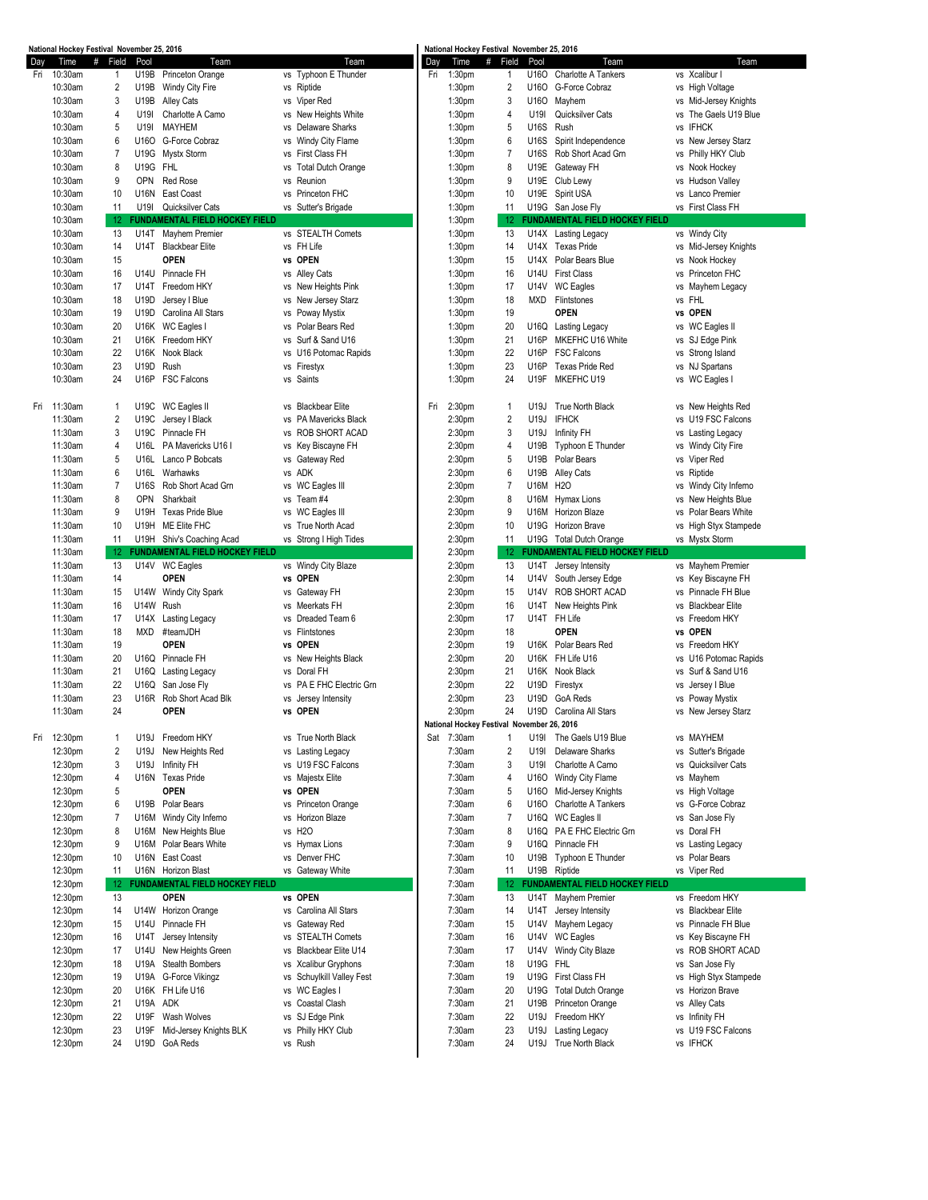## National Hockey Festival November 25, 2016

| Day | Time | # Field | Pool | Team | | Team |
|---|---|---|---|---|---|---|
| Fri | 10:30am | 1 | U19B | Princeton Orange | vs | Typhoon E Thunder |
| | 10:30am | 2 | U19B | Windy City Fire | vs | Riptide |
| | 10:30am | 3 | U19B | Alley Cats | vs | Viper Red |
| | 10:30am | 4 | U19I | Charlotte A Camo | vs | New Heights White |
| | 10:30am | 5 | U19I | MAYHEM | vs | Delaware Sharks |
| | 10:30am | 6 | U16O | G-Force Cobraz | vs | Windy City Flame |
| | 10:30am | 7 | U19G | Mystx Storm | vs | First Class FH |
| | 10:30am | 8 | U19G | FHL | vs | Total Dutch Orange |
| | 10:30am | 9 | OPN | Red Rose | vs | Reunion |
| | 10:30am | 10 | U16N | East Coast | vs | Princeton FHC |
| | 10:30am | 11 | U19I | Quicksilver Cats | vs | Sutter's Brigade |
| | 10:30am | 12 | | **FUNDAMENTAL FIELD HOCKEY FIELD** | | |
| | 10:30am | 13 | U14T | Mayhem Premier | vs | STEALTH Comets |
| | 10:30am | 14 | U14T | Blackbear Elite | vs | FH Life |
| | 10:30am | 15 | | **OPEN** | **vs** | **OPEN** |
| | 10:30am | 16 | U14U | Pinnacle FH | vs | Alley Cats |
| | 10:30am | 17 | U14T | Freedom HKY | vs | New Heights Pink |
| | 10:30am | 18 | U19D | Jersey I Blue | vs | New Jersey Starz |
| | 10:30am | 19 | U19D | Carolina All Stars | vs | Poway Mystix |
| | 10:30am | 20 | U16K | WC Eagles I | vs | Polar Bears Red |
| | 10:30am | 21 | U16K | Freedom HKY | vs | Surf & Sand U16 |
| | 10:30am | 22 | U16K | Nook Black | vs | U16 Potomac Rapids |
| | 10:30am | 23 | U19D | Rush | vs | Firestyx |
| | 10:30am | 24 | U16P | FSC Falcons | vs | Saints |
| Fri | 11:30am | 1 | U19C | WC Eagles II | vs | Blackbear Elite |
| | 11:30am | 2 | U19C | Jersey I Black | vs | PA Mavericks Black |
| | 11:30am | 3 | U19C | Pinnacle FH | vs | ROB SHORT ACAD |
| | 11:30am | 4 | U16L | PA Mavericks U16 I | vs | Key Biscayne FH |
| | 11:30am | 5 | U16L | Lanco P Bobcats | vs | Gateway Red |
| | 11:30am | 6 | U16L | Warhawks | vs | ADK |
| | 11:30am | 7 | U16S | Rob Short Acad Grn | vs | WC Eagles III |
| | 11:30am | 8 | OPN | Sharkbait | vs | Team #4 |
| | 11:30am | 9 | U19H | Texas Pride Blue | vs | WC Eagles III |
| | 11:30am | 10 | U19H | ME Elite FHC | vs | True North Acad |
| | 11:30am | 11 | U19H | Shiv's Coaching Acad | vs | Strong I High Tides |
| | 11:30am | 12 | | **FUNDAMENTAL FIELD HOCKEY FIELD** | | |
| | 11:30am | 13 | U14V | WC Eagles | vs | Windy City Blaze |
| | 11:30am | 14 | | **OPEN** | **vs** | **OPEN** |
| | 11:30am | 15 | U14W | Windy City Spark | vs | Gateway FH |
| | 11:30am | 16 | U14W | Rush | vs | Meerkats FH |
| | 11:30am | 17 | U14X | Lasting Legacy | vs | Dreaded Team 6 |
| | 11:30am | 18 | MXD | #teamJDH | vs | Flintstones |
| | 11:30am | 19 | | **OPEN** | **vs** | **OPEN** |
| | 11:30am | 20 | U16Q | Pinnacle FH | vs | New Heights Black |
| | 11:30am | 21 | U16Q | Lasting Legacy | vs | Doral FH |
| | 11:30am | 22 | U16Q | San Jose Fly | vs | PA E FHC Electric Grn |
| | 11:30am | 23 | U16R | Rob Short Acad Blk | vs | Jersey Intensity |
| | 11:30am | 24 | | **OPEN** | **vs** | **OPEN** |
| Fri | 12:30pm | 1 | U19J | Freedom HKY | vs | True North Black |
| | 12:30pm | 2 | U19J | New Heights Red | vs | Lasting Legacy |
| | 12:30pm | 3 | U19J | Infinity FH | vs | U19 FSC Falcons |
| | 12:30pm | 4 | U16N | Texas Pride | vs | Majestx Elite |
| | 12:30pm | 5 | | **OPEN** | **vs** | **OPEN** |
| | 12:30pm | 6 | U19B | Polar Bears | vs | Princeton Orange |
| | 12:30pm | 7 | U16M | Windy City Inferno | vs | Horizon Blaze |
| | 12:30pm | 8 | U16M | New Heights Blue | vs | H2O |
| | 12:30pm | 9 | U16M | Polar Bears White | vs | Hymax Lions |
| | 12:30pm | 10 | U16N | East Coast | vs | Denver FHC |
| | 12:30pm | 11 | U16N | Horizon Blast | vs | Gateway White |
| | 12:30pm | 12 | | **FUNDAMENTAL FIELD HOCKEY FIELD** | | |
| | 12:30pm | 13 | | **OPEN** | **vs** | **OPEN** |
| | 12:30pm | 14 | U14W | Horizon Orange | vs | Carolina All Stars |
| | 12:30pm | 15 | U14U | Pinnacle FH | vs | Gateway Red |
| | 12:30pm | 16 | U14T | Jersey Intensity | vs | STEALTH Comets |
| | 12:30pm | 17 | U14U | New Heights Green | vs | Blackbear Elite U14 |
| | 12:30pm | 18 | U19A | Stealth Bombers | vs | Xcalibur Gryphons |
| | 12:30pm | 19 | U19A | G-Force Vikingz | vs | Schuylkill Valley Fest |
| | 12:30pm | 20 | U16K | FH Life U16 | vs | WC Eagles I |
| | 12:30pm | 21 | U19A | ADK | vs | Coastal Clash |
| | 12:30pm | 22 | U19F | Wash Wolves | vs | SJ Edge Pink |
| | 12:30pm | 23 | U19F | Mid-Jersey Knights BLK | vs | Philly HKY Club |
| | 12:30pm | 24 | U19D | GoA Reds | vs | Rush |

## National Hockey Festival November 25, 2016

| Day | Time | # Field | Pool | Team | | Team |
|---|---|---|---|---|---|---|
| Fri | 1:30pm | 1 | U16O | Charlotte A Tankers | vs | Xcalibur I |
| | 1:30pm | 2 | U16O | G-Force Cobraz | vs | High Voltage |
| | 1:30pm | 3 | U16O | Mayhem | vs | Mid-Jersey Knights |
| | 1:30pm | 4 | U19I | Quicksilver Cats | vs | The Gaels U19 Blue |
| | 1:30pm | 5 | U16S | Rush | vs | IFHCK |
| | 1:30pm | 6 | U16S | Spirit Independence | vs | New Jersey Starz |
| | 1:30pm | 7 | U16S | Rob Short Acad Grn | vs | Philly HKY Club |
| | 1:30pm | 8 | U19E | Gateway FH | vs | Nook Hockey |
| | 1:30pm | 9 | U19E | Club Lewy | vs | Hudson Valley |
| | 1:30pm | 10 | U19E | Spirit USA | vs | Lanco Premier |
| | 1:30pm | 11 | U19G | San Jose Fly | vs | First Class FH |
| | 1:30pm | 12 | | **FUNDAMENTAL FIELD HOCKEY FIELD** | | |
| | 1:30pm | 13 | U14X | Lasting Legacy | vs | Windy City |
| | 1:30pm | 14 | U14X | Texas Pride | vs | Mid-Jersey Knights |
| | 1:30pm | 15 | U14X | Polar Bears Blue | vs | Nook Hockey |
| | 1:30pm | 16 | U14U | First Class | vs | Princeton FHC |
| | 1:30pm | 17 | U14V | WC Eagles | vs | Mayhem Legacy |
| | 1:30pm | 18 | MXD | Flintstones | vs | FHL |
| | 1:30pm | 19 | | **OPEN** | **vs** | **OPEN** |
| | 1:30pm | 20 | U16Q | Lasting Legacy | vs | WC Eagles II |
| | 1:30pm | 21 | U16P | MKEFHC U16 White | vs | SJ Edge Pink |
| | 1:30pm | 22 | U16P | FSC Falcons | vs | Strong Island |
| | 1:30pm | 23 | U16P | Texas Pride Red | vs | NJ Spartans |
| | 1:30pm | 24 | U19F | MKEFHC U19 | vs | WC Eagles I |
| Fri | 2:30pm | 1 | U19J | True North Black | vs | New Heights Red |
| | 2:30pm | 2 | U19J | IFHCK | vs | U19 FSC Falcons |
| | 2:30pm | 3 | U19J | Infinity FH | vs | Lasting Legacy |
| | 2:30pm | 4 | U19B | Typhoon E Thunder | vs | Windy City Fire |
| | 2:30pm | 5 | U19B | Polar Bears | vs | Viper Red |
| | 2:30pm | 6 | U19B | Alley Cats | vs | Riptide |
| | 2:30pm | 7 | U16M | H2O | vs | Windy City Inferno |
| | 2:30pm | 8 | U16M | Hymax Lions | vs | New Heights Blue |
| | 2:30pm | 9 | U16M | Horizon Blaze | vs | Polar Bears White |
| | 2:30pm | 10 | U19G | Horizon Brave | vs | High Styx Stampede |
| | 2:30pm | 11 | U19G | Total Dutch Orange | vs | Mystx Storm |
| | 2:30pm | 12 | | **FUNDAMENTAL FIELD HOCKEY FIELD** | | |
| | 2:30pm | 13 | U14T | Jersey Intensity | vs | Mayhem Premier |
| | 2:30pm | 14 | U14V | South Jersey Edge | vs | Key Biscayne FH |
| | 2:30pm | 15 | U14V | ROB SHORT ACAD | vs | Pinnacle FH Blue |
| | 2:30pm | 16 | U14T | New Heights Pink | vs | Blackbear Elite |
| | 2:30pm | 17 | U14T | FH Life | vs | Freedom HKY |
| | 2:30pm | 18 | | **OPEN** | **vs** | **OPEN** |
| | 2:30pm | 19 | U16K | Polar Bears Red | vs | Freedom HKY |
| | 2:30pm | 20 | U16K | FH Life U16 | vs | U16 Potomac Rapids |
| | 2:30pm | 21 | U16K | Nook Black | vs | Surf & Sand U16 |
| | 2:30pm | 22 | U19D | Firestyx | vs | Jersey I Blue |
| | 2:30pm | 23 | U19D | GoA Reds | vs | Poway Mystix |
| | 2:30pm | 24 | U19D | Carolina All Stars | vs | New Jersey Starz |

## National Hockey Festival November 26, 2016

| Day | Time | # Field | Pool | Team | | Team |
|---|---|---|---|---|---|---|
| Sat | 7:30am | 1 | U19I | The Gaels U19 Blue | vs | MAYHEM |
| | 7:30am | 2 | U19I | Delaware Sharks | vs | Sutter's Brigade |
| | 7:30am | 3 | U19I | Charlotte A Camo | vs | Quicksilver Cats |
| | 7:30am | 4 | U16O | Windy City Flame | vs | Mayhem |
| | 7:30am | 5 | U16O | Mid-Jersey Knights | vs | High Voltage |
| | 7:30am | 6 | U16O | Charlotte A Tankers | vs | G-Force Cobraz |
| | 7:30am | 7 | U16Q | WC Eagles II | vs | San Jose Fly |
| | 7:30am | 8 | U16Q | PA E FHC Electric Grn | vs | Doral FH |
| | 7:30am | 9 | U16Q | Pinnacle FH | vs | Lasting Legacy |
| | 7:30am | 10 | U19B | Typhoon E Thunder | vs | Polar Bears |
| | 7:30am | 11 | U19B | Riptide | vs | Viper Red |
| | 7:30am | 12 | | **FUNDAMENTAL FIELD HOCKEY FIELD** | | |
| | 7:30am | 13 | U14T | Mayhem Premier | vs | Freedom HKY |
| | 7:30am | 14 | U14T | Jersey Intensity | vs | Blackbear Elite |
| | 7:30am | 15 | U14V | Mayhem Legacy | vs | Pinnacle FH Blue |
| | 7:30am | 16 | U14V | WC Eagles | vs | Key Biscayne FH |
| | 7:30am | 17 | U14V | Windy City Blaze | vs | ROB SHORT ACAD |
| | 7:30am | 18 | U19G | FHL | vs | San Jose Fly |
| | 7:30am | 19 | U19G | First Class FH | vs | High Styx Stampede |
| | 7:30am | 20 | U19G | Total Dutch Orange | vs | Horizon Brave |
| | 7:30am | 21 | U19B | Princeton Orange | vs | Alley Cats |
| | 7:30am | 22 | U19J | Freedom HKY | vs | Infinity FH |
| | 7:30am | 23 | U19J | Lasting Legacy | vs | U19 FSC Falcons |
| | 7:30am | 24 | U19J | True North Black | vs | IFHCK |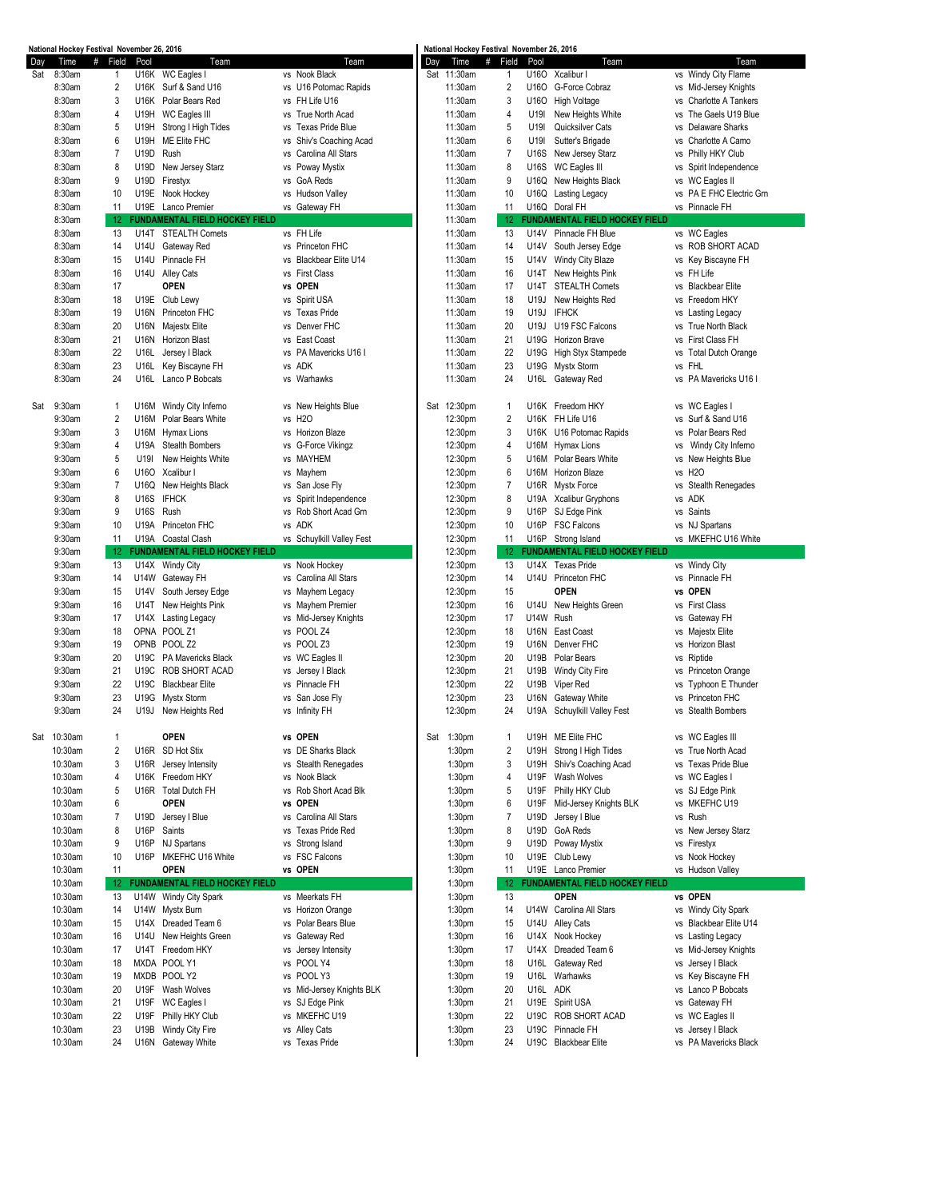National Hockey Festival November 26, 2016

| Day | Time | # | Field | Pool | Team | Team |
|---|---|---|---|---|---|---|
| Sat | 8:30am | 1 | U16K | WC Eagles I | vs Nook Black |
| | 8:30am | 2 | U16K | Surf & Sand U16 | vs U16 Potomac Rapids |
| | 8:30am | 3 | U16K | Polar Bears Red | vs FH Life U16 |
| | 8:30am | 4 | U19H | WC Eagles III | vs True North Acad |
| | 8:30am | 5 | U19H | Strong I High Tides | vs Texas Pride Blue |
| | 8:30am | 6 | U19H | ME Elite FHC | vs Shiv's Coaching Acad |
| | 8:30am | 7 | U19D | Rush | vs Carolina All Stars |
| | 8:30am | 8 | U19D | New Jersey Starz | vs Poway Mystix |
| | 8:30am | 9 | U19D | Firestyx | vs GoA Reds |
| | 8:30am | 10 | U19E | Nook Hockey | vs Hudson Valley |
| | 8:30am | 11 | U19E | Lanco Premier | vs Gateway FH |
| | 8:30am | 12 | | FUNDAMENTAL FIELD HOCKEY FIELD | |
| | 8:30am | 13 | U14T | STEALTH Comets | vs FH Life |
| | 8:30am | 14 | U14U | Gateway Red | vs Princeton FHC |
| | 8:30am | 15 | U14U | Pinnacle FH | vs Blackbear Elite U14 |
| | 8:30am | 16 | U14U | Alley Cats | vs First Class |
| | 8:30am | 17 | | OPEN | vs OPEN |
| | 8:30am | 18 | U19E | Club Lewy | vs Spirit USA |
| | 8:30am | 19 | U16N | Princeton FHC | vs Texas Pride |
| | 8:30am | 20 | U16N | Majestx Elite | vs Denver FHC |
| | 8:30am | 21 | U16N | Horizon Blast | vs East Coast |
| | 8:30am | 22 | U16L | Jersey I Black | vs PA Mavericks U16 I |
| | 8:30am | 23 | U16L | Key Biscayne FH | vs ADK |
| | 8:30am | 24 | U16L | Lanco P Bobcats | vs Warhawks |
| Sat | 9:30am | 1 | U16M | Windy City Inferno | vs New Heights Blue |
| | 9:30am | 2 | U16M | Polar Bears White | vs H2O |
| | 9:30am | 3 | U16M | Hymax Lions | vs Horizon Blaze |
| | 9:30am | 4 | U19A | Stealth Bombers | vs G-Force Vikingz |
| | 9:30am | 5 | U19I | New Heights White | vs MAYHEM |
| | 9:30am | 6 | U16O | Xcalibur I | vs Mayhem |
| | 9:30am | 7 | U16Q | New Heights Black | vs San Jose Fly |
| | 9:30am | 8 | U16S | IFHCK | vs Spirit Independence |
| | 9:30am | 9 | U16S | Rush | vs Rob Short Acad Grn |
| | 9:30am | 10 | U19A | Princeton FHC | vs ADK |
| | 9:30am | 11 | U19A | Coastal Clash | vs Schuylkill Valley Fest |
| | 9:30am | 12 | | FUNDAMENTAL FIELD HOCKEY FIELD | |
| | 9:30am | 13 | U14X | Windy City | vs Nook Hockey |
| | 9:30am | 14 | U14W | Gateway FH | vs Carolina All Stars |
| | 9:30am | 15 | U14V | South Jersey Edge | vs Mayhem Legacy |
| | 9:30am | 16 | U14T | New Heights Pink | vs Mayhem Premier |
| | 9:30am | 17 | U14X | Lasting Legacy | vs Mid-Jersey Knights |
| | 9:30am | 18 | OPNA | POOL Z1 | vs POOL Z4 |
| | 9:30am | 19 | OPNB | POOL Z2 | vs POOL Z3 |
| | 9:30am | 20 | U19C | PA Mavericks Black | vs WC Eagles II |
| | 9:30am | 21 | U19C | ROB SHORT ACAD | vs Jersey I Black |
| | 9:30am | 22 | U19C | Blackbear Elite | vs Pinnacle FH |
| | 9:30am | 23 | U19G | Mystx Storm | vs San Jose Fly |
| | 9:30am | 24 | U19J | New Heights Red | vs Infinity FH |
| Sat | 10:30am | 1 | | OPEN | vs OPEN |
| | 10:30am | 2 | U16R | SD Hot Stix | vs DE Sharks Black |
| | 10:30am | 3 | U16R | Jersey Intensity | vs Stealth Renegades |
| | 10:30am | 4 | U16K | Freedom HKY | vs Nook Black |
| | 10:30am | 5 | U16R | Total Dutch FH | vs Rob Short Acad Blk |
| | 10:30am | 6 | | OPEN | vs OPEN |
| | 10:30am | 7 | U19D | Jersey I Blue | vs Carolina All Stars |
| | 10:30am | 8 | U16P | Saints | vs Texas Pride Red |
| | 10:30am | 9 | U16P | NJ Spartans | vs Strong Island |
| | 10:30am | 10 | U16P | MKEFHC U16 White | vs FSC Falcons |
| | 10:30am | 11 | | OPEN | vs OPEN |
| | 10:30am | 12 | | FUNDAMENTAL FIELD HOCKEY FIELD | |
| | 10:30am | 13 | U14W | Windy City Spark | vs Meerkats FH |
| | 10:30am | 14 | U14W | Mystx Burn | vs Horizon Orange |
| | 10:30am | 15 | U14X | Dreaded Team 6 | vs Polar Bears Blue |
| | 10:30am | 16 | U14U | New Heights Green | vs Gateway Red |
| | 10:30am | 17 | U14T | Freedom HKY | vs Jersey Intensity |
| | 10:30am | 18 | MXDA | POOL Y1 | vs POOL Y4 |
| | 10:30am | 19 | MXDB | POOL Y2 | vs POOL Y3 |
| | 10:30am | 20 | U19F | Wash Wolves | vs Mid-Jersey Knights BLK |
| | 10:30am | 21 | U19F | WC Eagles I | vs SJ Edge Pink |
| | 10:30am | 22 | U19F | Philly HKY Club | vs MKEFHC U19 |
| | 10:30am | 23 | U19B | Windy City Fire | vs Alley Cats |
| | 10:30am | 24 | U16N | Gateway White | vs Texas Pride |
| Sat | 11:30am | 1 | U16O | Xcalibur I | vs Windy City Flame |
| | 11:30am | 2 | U16O | G-Force Cobraz | vs Mid-Jersey Knights |
| | 11:30am | 3 | U16O | High Voltage | vs Charlotte A Tankers |
| | 11:30am | 4 | U19I | New Heights White | vs The Gaels U19 Blue |
| | 11:30am | 5 | U19I | Quicksilver Cats | vs Delaware Sharks |
| | 11:30am | 6 | U19I | Sutter's Brigade | vs Charlotte A Camo |
| | 11:30am | 7 | U16S | New Jersey Starz | vs Philly HKY Club |
| | 11:30am | 8 | U16S | WC Eagles III | vs Spirit Independence |
| | 11:30am | 9 | U16Q | New Heights Black | vs WC Eagles II |
| | 11:30am | 10 | U16Q | Lasting Legacy | vs PA E FHC Electric Grn |
| | 11:30am | 11 | U16Q | Doral FH | vs Pinnacle FH |
| | 11:30am | 12 | | FUNDAMENTAL FIELD HOCKEY FIELD | |
| | 11:30am | 13 | U14V | Pinnacle FH Blue | vs WC Eagles |
| | 11:30am | 14 | U14V | South Jersey Edge | vs ROB SHORT ACAD |
| | 11:30am | 15 | U14V | Windy City Blaze | vs Key Biscayne FH |
| | 11:30am | 16 | U14T | New Heights Pink | vs FH Life |
| | 11:30am | 17 | U14T | STEALTH Comets | vs Blackbear Elite |
| | 11:30am | 18 | U19J | New Heights Red | vs Freedom HKY |
| | 11:30am | 19 | U19J | IFHCK | vs Lasting Legacy |
| | 11:30am | 20 | U19J | U19 FSC Falcons | vs True North Black |
| | 11:30am | 21 | U19G | Horizon Brave | vs First Class FH |
| | 11:30am | 22 | U19G | High Styx Stampede | vs Total Dutch Orange |
| | 11:30am | 23 | U19G | Mystx Storm | vs FHL |
| | 11:30am | 24 | U16L | Gateway Red | vs PA Mavericks U16 I |
| Sat | 12:30pm | 1 | U16K | Freedom HKY | vs WC Eagles I |
| | 12:30pm | 2 | U16K | FH Life U16 | vs Surf & Sand U16 |
| | 12:30pm | 3 | U16K | U16 Potomac Rapids | vs Polar Bears Red |
| | 12:30pm | 4 | U16M | Hymax Lions | vs Windy City Inferno |
| | 12:30pm | 5 | U16M | Polar Bears White | vs New Heights Blue |
| | 12:30pm | 6 | U16M | Horizon Blaze | vs H2O |
| | 12:30pm | 7 | U16R | Mystx Force | vs Stealth Renegades |
| | 12:30pm | 8 | U19A | Xcalibur Gryphons | vs ADK |
| | 12:30pm | 9 | U16P | SJ Edge Pink | vs Saints |
| | 12:30pm | 10 | U16P | FSC Falcons | vs NJ Spartans |
| | 12:30pm | 11 | U16P | Strong Island | vs MKEFHC U16 White |
| | 12:30pm | 12 | | FUNDAMENTAL FIELD HOCKEY FIELD | |
| | 12:30pm | 13 | U14X | Texas Pride | vs Windy City |
| | 12:30pm | 14 | U14U | Princeton FHC | vs Pinnacle FH |
| | 12:30pm | 15 | | OPEN | vs OPEN |
| | 12:30pm | 16 | U14U | New Heights Green | vs First Class |
| | 12:30pm | 17 | U14W | Rush | vs Gateway FH |
| | 12:30pm | 18 | U16N | East Coast | vs Majestx Elite |
| | 12:30pm | 19 | U16N | Denver FHC | vs Horizon Blast |
| | 12:30pm | 20 | U19B | Polar Bears | vs Riptide |
| | 12:30pm | 21 | U19B | Windy City Fire | vs Princeton Orange |
| | 12:30pm | 22 | U19B | Viper Red | vs Typhoon E Thunder |
| | 12:30pm | 23 | U16N | Gateway White | vs Princeton FHC |
| | 12:30pm | 24 | U19A | Schuylkill Valley Fest | vs Stealth Bombers |
| Sat | 1:30pm | 1 | U19H | ME Elite FHC | vs WC Eagles III |
| | 1:30pm | 2 | U19H | Strong I High Tides | vs True North Acad |
| | 1:30pm | 3 | U19H | Shiv's Coaching Acad | vs Texas Pride Blue |
| | 1:30pm | 4 | U19F | Wash Wolves | vs WC Eagles I |
| | 1:30pm | 5 | U19F | Philly HKY Club | vs SJ Edge Pink |
| | 1:30pm | 6 | U19F | Mid-Jersey Knights BLK | vs MKEFHC U19 |
| | 1:30pm | 7 | U19D | Jersey I Blue | vs Rush |
| | 1:30pm | 8 | U19D | GoA Reds | vs New Jersey Starz |
| | 1:30pm | 9 | U19D | Poway Mystix | vs Firestyx |
| | 1:30pm | 10 | U19E | Club Lewy | vs Nook Hockey |
| | 1:30pm | 11 | U19E | Lanco Premier | vs Hudson Valley |
| | 1:30pm | 12 | | FUNDAMENTAL FIELD HOCKEY FIELD | |
| | 1:30pm | 13 | | OPEN | vs OPEN |
| | 1:30pm | 14 | U14W | Carolina All Stars | vs Windy City Spark |
| | 1:30pm | 15 | U14U | Alley Cats | vs Blackbear Elite U14 |
| | 1:30pm | 16 | U14X | Nook Hockey | vs Lasting Legacy |
| | 1:30pm | 17 | U14X | Dreaded Team 6 | vs Mid-Jersey Knights |
| | 1:30pm | 18 | U16L | Gateway Red | vs Jersey I Black |
| | 1:30pm | 19 | U16L | Warhawks | vs Key Biscayne FH |
| | 1:30pm | 20 | U16L | ADK | vs Lanco P Bobcats |
| | 1:30pm | 21 | U19E | Spirit USA | vs Gateway FH |
| | 1:30pm | 22 | U19C | ROB SHORT ACAD | vs WC Eagles II |
| | 1:30pm | 23 | U19C | Pinnacle FH | vs Jersey I Black |
| | 1:30pm | 24 | U19C | Blackbear Elite | vs PA Mavericks Black |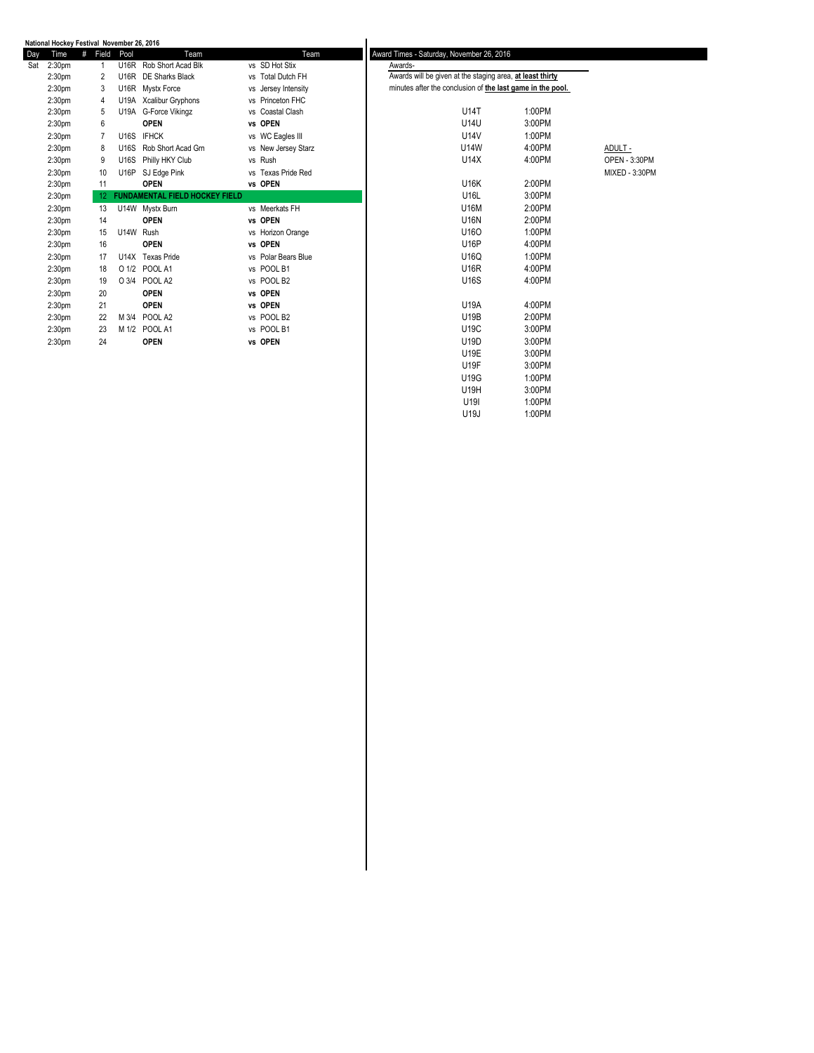**National Hockey Festival November 26, 2016**

| Day | Time | # | Field | Pool | Team | | Team |
|---|---|---|---|---|---|---|---|
| Sat | 2:30pm | | 1 | U16R | Rob Short Acad Blk | vs | SD Hot Stix |
| | 2:30pm | | 2 | U16R | DE Sharks Black | vs | Total Dutch FH |
| | 2:30pm | | 3 | U16R | Mystx Force | vs | Jersey Intensity |
| | 2:30pm | | 4 | U19A | Xcalibur Gryphons | vs | Princeton FHC |
| | 2:30pm | | 5 | U19A | G-Force Vikingz | vs | Coastal Clash |
| | 2:30pm | | 6 | | **OPEN** | **vs** | **OPEN** |
| | 2:30pm | | 7 | U16S | IFHCK | vs | WC Eagles III |
| | 2:30pm | | 8 | U16S | Rob Short Acad Grn | vs | New Jersey Starz |
| | 2:30pm | | 9 | U16S | Philly HKY Club | vs | Rush |
| | 2:30pm | | 10 | U16P | SJ Edge Pink | vs | Texas Pride Red |
| | 2:30pm | | 11 | | **OPEN** | **vs** | **OPEN** |
| | 2:30pm | | 12 | | **FUNDAMENTAL FIELD HOCKEY FIELD** | | |
| | 2:30pm | | 13 | U14W | Mystx Burn | vs | Meerkats FH |
| | 2:30pm | | 14 | | **OPEN** | **vs** | **OPEN** |
| | 2:30pm | | 15 | U14W | Rush | vs | Horizon Orange |
| | 2:30pm | | 16 | | **OPEN** | **vs** | **OPEN** |
| | 2:30pm | | 17 | U14X | Texas Pride | vs | Polar Bears Blue |
| | 2:30pm | | 18 | O 1/2 | POOL A1 | vs | POOL B1 |
| | 2:30pm | | 19 | O 3/4 | POOL A2 | vs | POOL B2 |
| | 2:30pm | | 20 | | **OPEN** | **vs** | **OPEN** |
| | 2:30pm | | 21 | | **OPEN** | **vs** | **OPEN** |
| | 2:30pm | | 22 | M 3/4 | POOL A2 | vs | POOL B2 |
| | 2:30pm | | 23 | M 1/2 | POOL A1 | vs | POOL B1 |
| | 2:30pm | | 24 | | **OPEN** | **vs** | **OPEN** |

**Award Times - Saturday, November 26, 2016**

Awards-

Awards will be given at the staging area, **at least thirty** minutes after the conclusion of **the last game in the pool.**

| Pool | Time |
|---|---|
| U14T | 1:00PM |
| U14U | 3:00PM |
| U14V | 1:00PM |
| U14W | 4:00PM |
| U14X | 4:00PM |
| U16K | 2:00PM |
| U16L | 3:00PM |
| U16M | 2:00PM |
| U16N | 2:00PM |
| U16O | 1:00PM |
| U16P | 4:00PM |
| U16Q | 1:00PM |
| U16R | 4:00PM |
| U16S | 4:00PM |
| U19A | 4:00PM |
| U19B | 2:00PM |
| U19C | 3:00PM |
| U19D | 3:00PM |
| U19E | 3:00PM |
| U19F | 3:00PM |
| U19G | 1:00PM |
| U19H | 3:00PM |
| U19I | 1:00PM |
| U19J | 1:00PM |

ADULT -

OPEN - 3:30PM

MIXED - 3:30PM